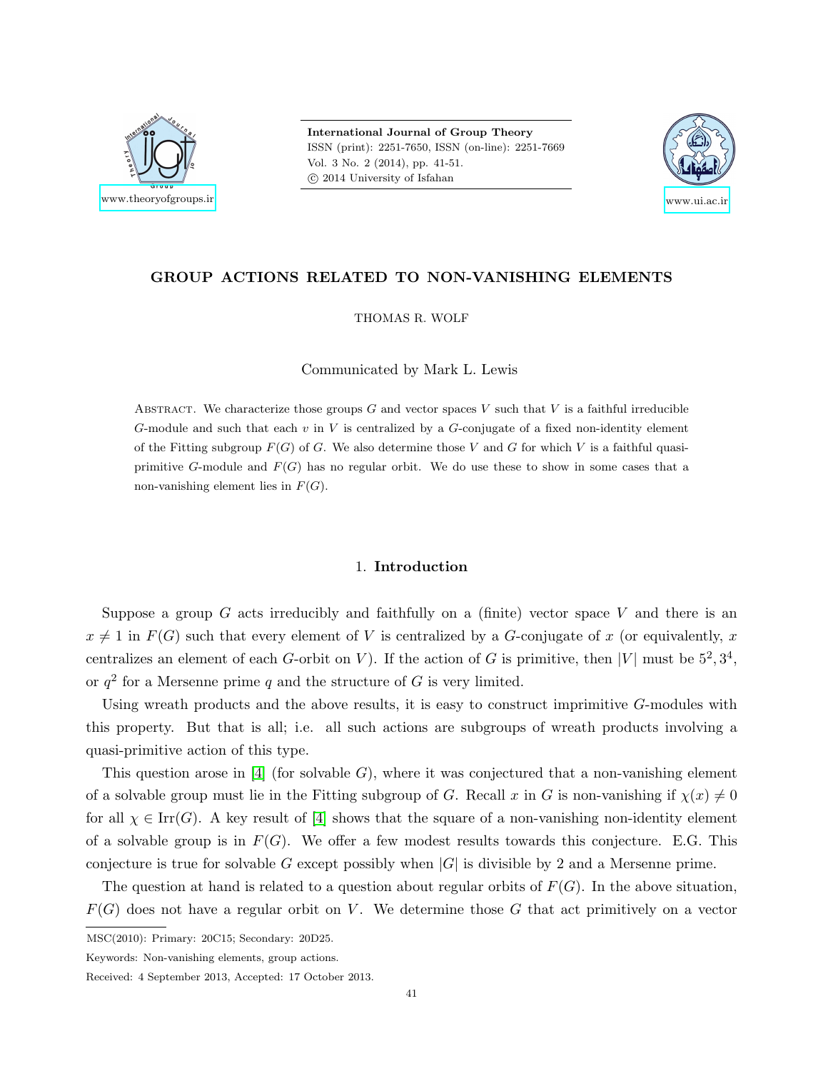# GROUP ACTIONS RELATED TO NON-VANISHING ELEMENTS

THOMAS R. WOLF

Communicated by Mark L. Lewis

Abstract. We characterize those groups $G$ and vector spaces $V$ such that $V$ is a faithful irreducible $G$-module and such that each $v$ in $V$ is centralized by a $G$-conjugate of a fixed non-identity element of the Fitting subgroup $F(G)$ of $G$. We also determine those $V$ and $G$ for which $V$ is a faithful quasi-primitive $G$-module and $F(G)$ has no regular orbit. We do use these to show in some cases that a non-vanishing element lies in $F(G)$.

## 1. Introduction

Suppose a group $G$ acts irreducibly and faithfully on a (finite) vector space $V$ and there is an $x \neq 1$ in $F(G)$ such that every element of $V$ is centralized by a $G$-conjugate of $x$ (or equivalently, $x$ centralizes an element of each $G$-orbit on $V$). If the action of $G$ is primitive, then $|V|$ must be $5^2, 3^4$, or $q^2$ for a Mersenne prime $q$ and the structure of $G$ is very limited.

Using wreath products and the above results, it is easy to construct imprimitive $G$-modules with this property. But that is all; i.e. all such actions are subgroups of wreath products involving a quasi-primitive action of this type.

This question arose in [4] (for solvable $G$), where it was conjectured that a non-vanishing element of a solvable group must lie in the Fitting subgroup of $G$. Recall $x$ in $G$ is non-vanishing if $\chi(x) \neq 0$ for all $\chi \in \mathrm{Irr}(G)$. A key result of [4] shows that the square of a non-vanishing non-identity element of a solvable group is in $F(G)$. We offer a few modest results towards this conjecture. E.G. This conjecture is true for solvable $G$ except possibly when $|G|$ is divisible by 2 and a Mersenne prime.

The question at hand is related to a question about regular orbits of $F(G)$. In the above situation, $F(G)$ does not have a regular orbit on $V$. We determine those $G$ that act primitively on a vector

MSC(2010): Primary: 20C15; Secondary: 20D25.

Keywords: Non-vanishing elements, group actions.

Received: 4 September 2013, Accepted: 17 October 2013.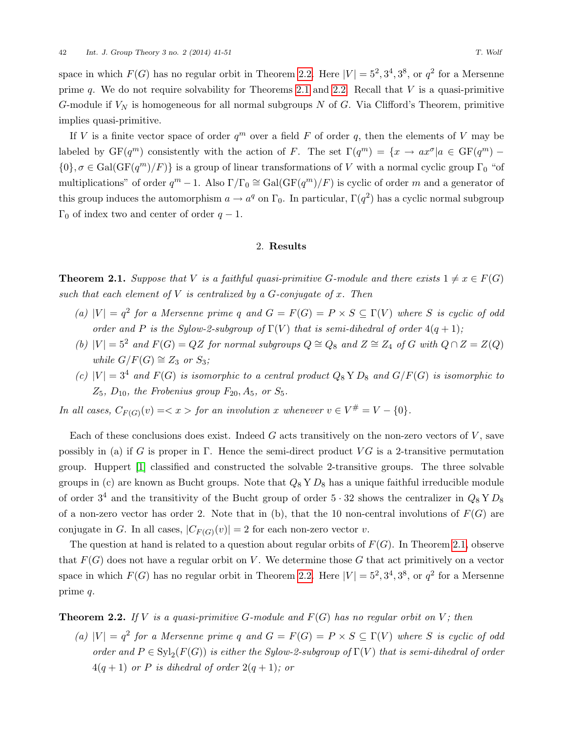space in which $F(G)$ has no regular orbit in Theorem 2.2. Here $|V| = 5^2, 3^4, 3^8$, or $q^2$ for a Mersenne prime $q$. We do not require solvability for Theorems 2.1 and 2.2. Recall that $V$ is a quasi-primitive $G$-module if $V_N$ is homogeneous for all normal subgroups $N$ of $G$. Via Clifford's Theorem, primitive implies quasi-primitive.

If $V$ is a finite vector space of order $q^m$ over a field $F$ of order $q$, then the elements of $V$ may be labeled by $\mathrm{GF}(q^m)$ consistently with the action of $F$. The set $\Gamma(q^m) = \{x \to ax^\sigma | a \in \mathrm{GF}(q^m) - \{0\}, \sigma \in \mathrm{Gal}(\mathrm{GF}(q^m)/F)\}$ is a group of linear transformations of $V$ with a normal cyclic group $\Gamma_0$ "of multiplications" of order $q^m - 1$. Also $\Gamma/\Gamma_0 \cong \mathrm{Gal}(\mathrm{GF}(q^m)/F)$ is cyclic of order $m$ and a generator of this group induces the automorphism $a \to a^q$ on $\Gamma_0$. In particular, $\Gamma(q^2)$ has a cyclic normal subgroup $\Gamma_0$ of index two and center of order $q - 1$.

## 2. Results

**Theorem 2.1.** *Suppose that $V$ is a faithful quasi-primitive $G$-module and there exists $1 \neq x \in F(G)$ such that each element of $V$ is centralized by a $G$-conjugate of $x$. Then*

*(a) $|V| = q^2$ for a Mersenne prime $q$ and $G = F(G) = P \times S \subseteq \Gamma(V)$ where $S$ is cyclic of odd order and $P$ is the Sylow-2-subgroup of $\Gamma(V)$ that is semi-dihedral of order $4(q+1)$;*

*(b) $|V| = 5^2$ and $F(G) = QZ$ for normal subgroups $Q \cong Q_8$ and $Z \cong Z_4$ of $G$ with $Q \cap Z = Z(Q)$ while $G/F(G) \cong Z_3$ or $S_3$;*

*(c) $|V| = 3^4$ and $F(G)$ is isomorphic to a central product $Q_8 \curlyvee D_8$ and $G/F(G)$ is isomorphic to $Z_5$, $D_{10}$, the Frobenius group $F_{20}, A_5$, or $S_5$.*

*In all cases, $C_{F(G)}(v) = <x>$ for an involution $x$ whenever $v \in V^\# = V - \{0\}$.*

Each of these conclusions does exist. Indeed $G$ acts transitively on the non-zero vectors of $V$, save possibly in (a) if $G$ is proper in $\Gamma$. Hence the semi-direct product $VG$ is a 2-transitive permutation group. Huppert [1] classified and constructed the solvable 2-transitive groups. The three solvable groups in (c) are known as Bucht groups. Note that $Q_8 \curlyvee D_8$ has a unique faithful irreducible module of order $3^4$ and the transitivity of the Bucht group of order $5 \cdot 32$ shows the centralizer in $Q_8 \curlyvee D_8$ of a non-zero vector has order 2. Note that in (b), that the 10 non-central involutions of $F(G)$ are conjugate in $G$. In all cases, $|C_{F(G)}(v)| = 2$ for each non-zero vector $v$.

The question at hand is related to a question about regular orbits of $F(G)$. In Theorem 2.1, observe that $F(G)$ does not have a regular orbit on $V$. We determine those $G$ that act primitively on a vector space in which $F(G)$ has no regular orbit in Theorem 2.2. Here $|V| = 5^2, 3^4, 3^8$, or $q^2$ for a Mersenne prime $q$.

**Theorem 2.2.** *If $V$ is a quasi-primitive $G$-module and $F(G)$ has no regular orbit on $V$; then*

*(a) $|V| = q^2$ for a Mersenne prime $q$ and $G = F(G) = P \times S \subseteq \Gamma(V)$ where $S$ is cyclic of odd order and $P \in \mathrm{Syl}_2(F(G))$ is either the Sylow-2-subgroup of $\Gamma(V)$ that is semi-dihedral of order $4(q+1)$ or $P$ is dihedral of order $2(q+1)$; or*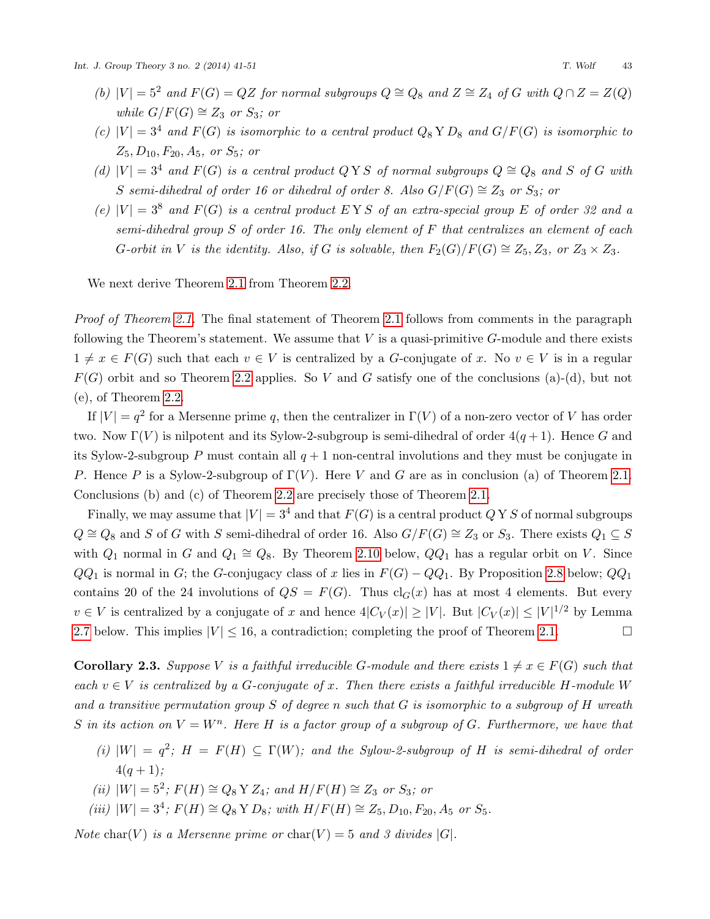*(b)* $|V| = 5^2$ *and* $F(G) = QZ$ *for normal subgroups* $Q \cong Q_8$ *and* $Z \cong Z_4$ *of* $G$ *with* $Q \cap Z = Z(Q)$ *while* $G/F(G) \cong Z_3$ *or* $S_3$*; or*

*(c)* $|V| = 3^4$ *and* $F(G)$ *is isomorphic to a central product* $Q_8 \curlyvee D_8$ *and* $G/F(G)$ *is isomorphic to* $Z_5, D_{10}, F_{20}, A_5,$ *or* $S_5$*; or*

*(d)* $|V| = 3^4$ *and* $F(G)$ *is a central product* $Q \curlyvee S$ *of normal subgroups* $Q \cong Q_8$ *and* $S$ *of* $G$ *with* $S$ *semi-dihedral of order 16 or dihedral of order 8. Also* $G/F(G) \cong Z_3$ *or* $S_3$*; or*

*(e)* $|V| = 3^8$ *and* $F(G)$ *is a central product* $E \curlyvee S$ *of an extra-special group* $E$ *of order 32 and a semi-dihedral group* $S$ *of order 16. The only element of* $F$ *that centralizes an element of each* $G$*-orbit in* $V$ *is the identity. Also, if* $G$ *is solvable, then* $F_2(G)/F(G) \cong Z_5, Z_3,$ *or* $Z_3 \times Z_3$*.*

We next derive Theorem 2.1 from Theorem 2.2.

*Proof of Theorem 2.1.* The final statement of Theorem 2.1 follows from comments in the paragraph following the Theorem's statement. We assume that $V$ is a quasi-primitive $G$-module and there exists $1 \neq x \in F(G)$ such that each $v \in V$ is centralized by a $G$-conjugate of $x$. No $v \in V$ is in a regular $F(G)$ orbit and so Theorem 2.2 applies. So $V$ and $G$ satisfy one of the conclusions (a)-(d), but not (e), of Theorem 2.2.

If $|V| = q^2$ for a Mersenne prime $q$, then the centralizer in $\Gamma(V)$ of a non-zero vector of $V$ has order two. Now $\Gamma(V)$ is nilpotent and its Sylow-2-subgroup is semi-dihedral of order $4(q+1)$. Hence $G$ and its Sylow-2-subgroup $P$ must contain all $q+1$ non-central involutions and they must be conjugate in $P$. Hence $P$ is a Sylow-2-subgroup of $\Gamma(V)$. Here $V$ and $G$ are as in conclusion (a) of Theorem 2.1. Conclusions (b) and (c) of Theorem 2.2 are precisely those of Theorem 2.1.

Finally, we may assume that $|V| = 3^4$ and that $F(G)$ is a central product $Q \curlyvee S$ of normal subgroups $Q \cong Q_8$ and $S$ of $G$ with $S$ semi-dihedral of order 16. Also $G/F(G) \cong Z_3$ or $S_3$. There exists $Q_1 \subseteq S$ with $Q_1$ normal in $G$ and $Q_1 \cong Q_8$. By Theorem 2.10 below, $QQ_1$ has a regular orbit on $V$. Since $QQ_1$ is normal in $G$; the $G$-conjugacy class of $x$ lies in $F(G) - QQ_1$. By Proposition 2.8 below; $QQ_1$ contains 20 of the 24 involutions of $QS = F(G)$. Thus $\mathrm{cl}_G(x)$ has at most 4 elements. But every $v \in V$ is centralized by a conjugate of $x$ and hence $4|C_V(x)| \geq |V|$. But $|C_V(x)| \leq |V|^{1/2}$ by Lemma 2.7 below. This implies $|V| \leq 16$, a contradiction; completing the proof of Theorem 2.1. $\square$

**Corollary 2.3.** *Suppose* $V$ *is a faithful irreducible* $G$*-module and there exists* $1 \neq x \in F(G)$ *such that each* $v \in V$ *is centralized by a* $G$*-conjugate of* $x$*. Then there exists a faithful irreducible* $H$*-module* $W$ *and a transitive permutation group* $S$ *of degree* $n$ *such that* $G$ *is isomorphic to a subgroup of* $H$ *wreath* $S$ *in its action on* $V = W^n$*. Here* $H$ *is a factor group of a subgroup of* $G$*. Furthermore, we have that*

*(i)* $|W| = q^2$*;* $H = F(H) \subseteq \Gamma(W)$*; and the Sylow-2-subgroup of* $H$ *is semi-dihedral of order* $4(q+1)$*;*

*(ii)* $|W| = 5^2$*;* $F(H) \cong Q_8 \curlyvee Z_4$*; and* $H/F(H) \cong Z_3$ *or* $S_3$*; or*

*(iii)* $|W| = 3^4$*;* $F(H) \cong Q_8 \curlyvee D_8$*; with* $H/F(H) \cong Z_5, D_{10}, F_{20}, A_5$ *or* $S_5$*.*

*Note* $\mathrm{char}(V)$ *is a Mersenne prime or* $\mathrm{char}(V) = 5$ *and 3 divides* $|G|$*.*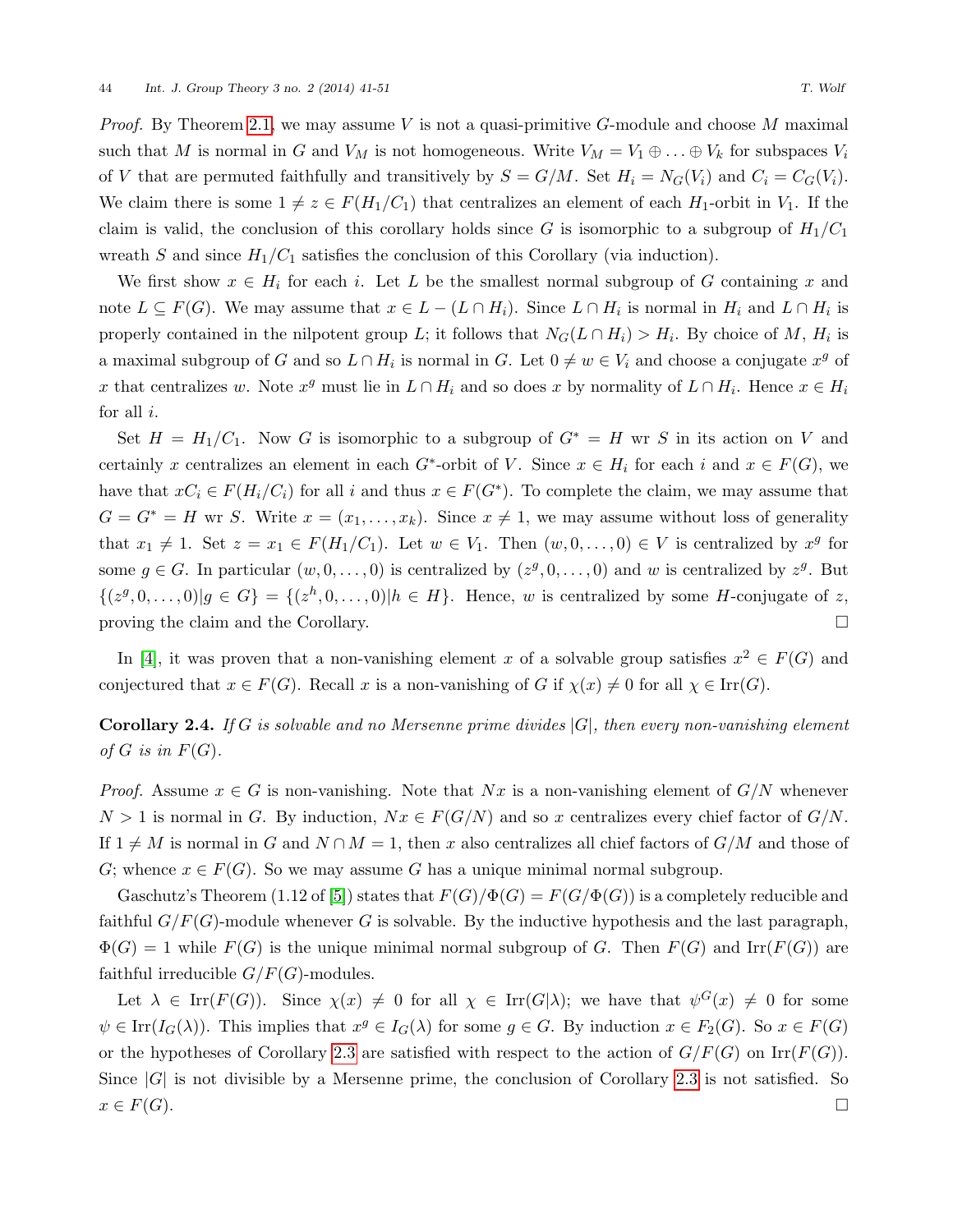*Proof.* By Theorem 2.1, we may assume $V$ is not a quasi-primitive $G$-module and choose $M$ maximal such that $M$ is normal in $G$ and $V_M$ is not homogeneous. Write $V_M = V_1 \oplus \ldots \oplus V_k$ for subspaces $V_i$ of $V$ that are permuted faithfully and transitively by $S = G/M$. Set $H_i = N_G(V_i)$ and $C_i = C_G(V_i)$. We claim there is some $1 \neq z \in F(H_1/C_1)$ that centralizes an element of each $H_1$-orbit in $V_1$. If the claim is valid, the conclusion of this corollary holds since $G$ is isomorphic to a subgroup of $H_1/C_1$ wreath $S$ and since $H_1/C_1$ satisfies the conclusion of this Corollary (via induction).

We first show $x \in H_i$ for each $i$. Let $L$ be the smallest normal subgroup of $G$ containing $x$ and note $L \subseteq F(G)$. We may assume that $x \in L - (L \cap H_i)$. Since $L \cap H_i$ is normal in $H_i$ and $L \cap H_i$ is properly contained in the nilpotent group $L$; it follows that $N_G(L \cap H_i) > H_i$. By choice of $M$, $H_i$ is a maximal subgroup of $G$ and so $L \cap H_i$ is normal in $G$. Let $0 \neq w \in V_i$ and choose a conjugate $x^g$ of $x$ that centralizes $w$. Note $x^g$ must lie in $L \cap H_i$ and so does $x$ by normality of $L \cap H_i$. Hence $x \in H_i$ for all $i$.

Set $H = H_1/C_1$. Now $G$ is isomorphic to a subgroup of $G^* = H$ wr $S$ in its action on $V$ and certainly $x$ centralizes an element in each $G^*$-orbit of $V$. Since $x \in H_i$ for each $i$ and $x \in F(G)$, we have that $xC_i \in F(H_i/C_i)$ for all $i$ and thus $x \in F(G^*)$. To complete the claim, we may assume that $G = G^* = H$ wr $S$. Write $x = (x_1, \ldots, x_k)$. Since $x \neq 1$, we may assume without loss of generality that $x_1 \neq 1$. Set $z = x_1 \in F(H_1/C_1)$. Let $w \in V_1$. Then $(w, 0, \ldots, 0) \in V$ is centralized by $x^g$ for some $g \in G$. In particular $(w, 0, \ldots, 0)$ is centralized by $(z^g, 0, \ldots, 0)$ and $w$ is centralized by $z^g$. But $\{(z^g, 0, \ldots, 0) | g \in G\} = \{(z^h, 0, \ldots, 0) | h \in H\}$. Hence, $w$ is centralized by some $H$-conjugate of $z$, proving the claim and the Corollary. $\square$

In [4], it was proven that a non-vanishing element $x$ of a solvable group satisfies $x^2 \in F(G)$ and conjectured that $x \in F(G)$. Recall $x$ is a non-vanishing of $G$ if $\chi(x) \neq 0$ for all $\chi \in \mathrm{Irr}(G)$.

**Corollary 2.4.** *If $G$ is solvable and no Mersenne prime divides $|G|$, then every non-vanishing element of $G$ is in $F(G)$.*

*Proof.* Assume $x \in G$ is non-vanishing. Note that $Nx$ is a non-vanishing element of $G/N$ whenever $N > 1$ is normal in $G$. By induction, $Nx \in F(G/N)$ and so $x$ centralizes every chief factor of $G/N$. If $1 \neq M$ is normal in $G$ and $N \cap M = 1$, then $x$ also centralizes all chief factors of $G/M$ and those of $G$; whence $x \in F(G)$. So we may assume $G$ has a unique minimal normal subgroup.

Gaschutz's Theorem (1.12 of [5]) states that $F(G)/\Phi(G) = F(G/\Phi(G))$ is a completely reducible and faithful $G/F(G)$-module whenever $G$ is solvable. By the inductive hypothesis and the last paragraph, $\Phi(G) = 1$ while $F(G)$ is the unique minimal normal subgroup of $G$. Then $F(G)$ and $\mathrm{Irr}(F(G))$ are faithful irreducible $G/F(G)$-modules.

Let $\lambda \in \mathrm{Irr}(F(G))$. Since $\chi(x) \neq 0$ for all $\chi \in \mathrm{Irr}(G|\lambda)$; we have that $\psi^G(x) \neq 0$ for some $\psi \in \mathrm{Irr}(I_G(\lambda))$. This implies that $x^g \in I_G(\lambda)$ for some $g \in G$. By induction $x \in F_2(G)$. So $x \in F(G)$ or the hypotheses of Corollary 2.3 are satisfied with respect to the action of $G/F(G)$ on $\mathrm{Irr}(F(G))$. Since $|G|$ is not divisible by a Mersenne prime, the conclusion of Corollary 2.3 is not satisfied. So $x \in F(G)$. $\square$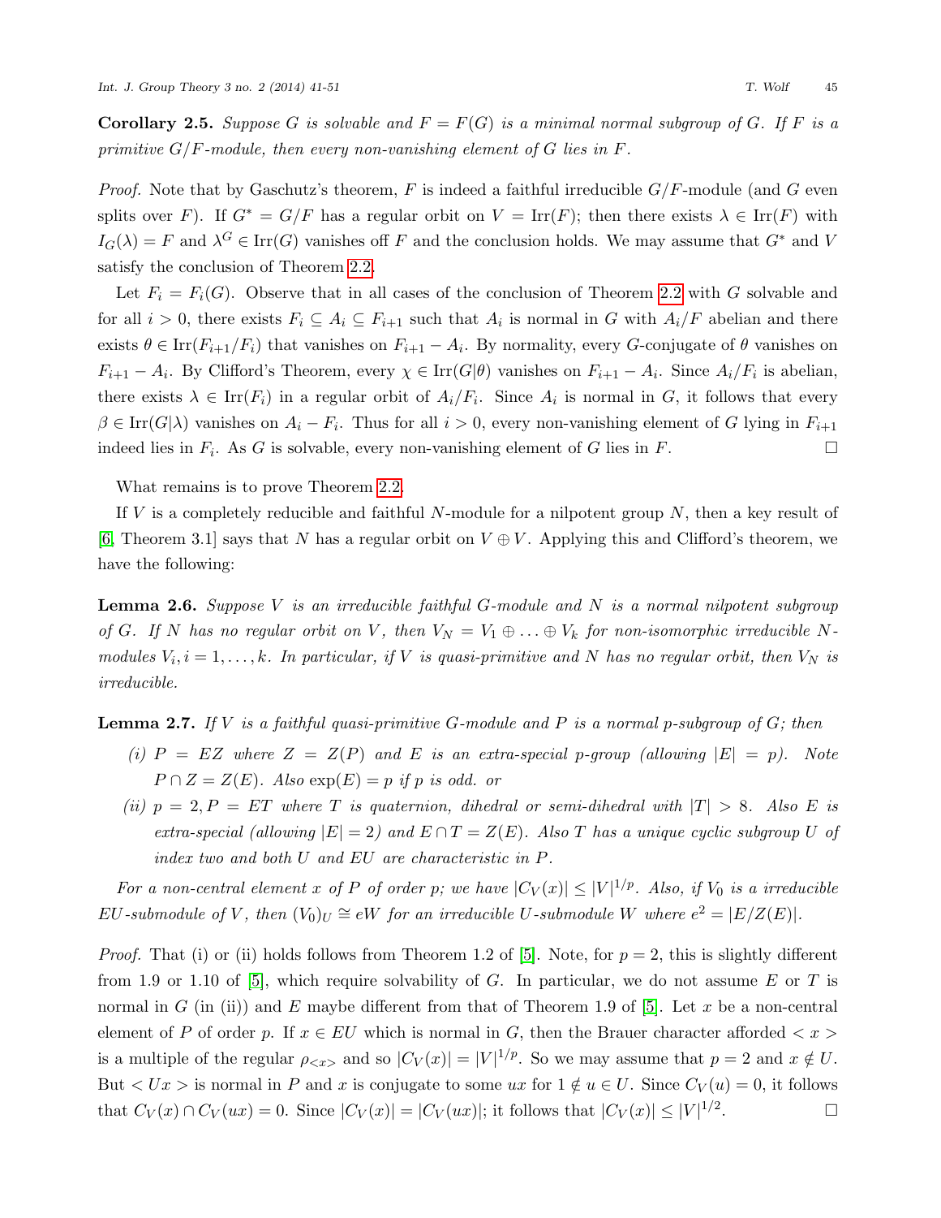**Corollary 2.5.** *Suppose $G$ is solvable and $F = F(G)$ is a minimal normal subgroup of $G$. If $F$ is a primitive $G/F$-module, then every non-vanishing element of $G$ lies in $F$.*

*Proof.* Note that by Gaschutz's theorem, $F$ is indeed a faithful irreducible $G/F$-module (and $G$ even splits over $F$). If $G^* = G/F$ has a regular orbit on $V = \mathrm{Irr}(F)$; then there exists $\lambda \in \mathrm{Irr}(F)$ with $I_G(\lambda) = F$ and $\lambda^G \in \mathrm{Irr}(G)$ vanishes off $F$ and the conclusion holds. We may assume that $G^*$ and $V$ satisfy the conclusion of Theorem 2.2.

Let $F_i = F_i(G)$. Observe that in all cases of the conclusion of Theorem 2.2 with $G$ solvable and for all $i > 0$, there exists $F_i \subseteq A_i \subseteq F_{i+1}$ such that $A_i$ is normal in $G$ with $A_i/F$ abelian and there exists $\theta \in \mathrm{Irr}(F_{i+1}/F_i)$ that vanishes on $F_{i+1} - A_i$. By normality, every $G$-conjugate of $\theta$ vanishes on $F_{i+1} - A_i$. By Clifford's Theorem, every $\chi \in \mathrm{Irr}(G|\theta)$ vanishes on $F_{i+1} - A_i$. Since $A_i/F_i$ is abelian, there exists $\lambda \in \mathrm{Irr}(F_i)$ in a regular orbit of $A_i/F_i$. Since $A_i$ is normal in $G$, it follows that every $\beta \in \mathrm{Irr}(G|\lambda)$ vanishes on $A_i - F_i$. Thus for all $i > 0$, every non-vanishing element of $G$ lying in $F_{i+1}$ indeed lies in $F_i$. As $G$ is solvable, every non-vanishing element of $G$ lies in $F$. $\square$

What remains is to prove Theorem 2.2.

If $V$ is a completely reducible and faithful $N$-module for a nilpotent group $N$, then a key result of [6, Theorem 3.1] says that $N$ has a regular orbit on $V \oplus V$. Applying this and Clifford's theorem, we have the following:

**Lemma 2.6.** *Suppose $V$ is an irreducible faithful $G$-module and $N$ is a normal nilpotent subgroup of $G$. If $N$ has no regular orbit on $V$, then $V_N = V_1 \oplus \ldots \oplus V_k$ for non-isomorphic irreducible $N$-modules $V_i, i = 1, \ldots, k$. In particular, if $V$ is quasi-primitive and $N$ has no regular orbit, then $V_N$ is irreducible.*

**Lemma 2.7.** *If $V$ is a faithful quasi-primitive $G$-module and $P$ is a normal $p$-subgroup of $G$; then*

*(i) $P = EZ$ where $Z = Z(P)$ and $E$ is an extra-special $p$-group (allowing $|E| = p$). Note $P \cap Z = Z(E)$. Also $\exp(E) = p$ if $p$ is odd. or*

*(ii) $p = 2, P = ET$ where $T$ is quaternion, dihedral or semi-dihedral with $|T| > 8$. Also $E$ is extra-special (allowing $|E| = 2$) and $E \cap T = Z(E)$. Also $T$ has a unique cyclic subgroup $U$ of index two and both $U$ and $EU$ are characteristic in $P$.*

*For a non-central element $x$ of $P$ of order $p$; we have $|C_V(x)| \leq |V|^{1/p}$. Also, if $V_0$ is a irreducible $EU$-submodule of $V$, then $(V_0)_U \cong eW$ for an irreducible $U$-submodule $W$ where $e^2 = |E/Z(E)|$.*

*Proof.* That (i) or (ii) holds follows from Theorem 1.2 of [5]. Note, for $p = 2$, this is slightly different from 1.9 or 1.10 of [5], which require solvability of $G$. In particular, we do not assume $E$ or $T$ is normal in $G$ (in (ii)) and $E$ maybe different from that of Theorem 1.9 of [5]. Let $x$ be a non-central element of $P$ of order $p$. If $x \in EU$ which is normal in $G$, then the Brauer character afforded $< x >$ is a multiple of the regular $\rho_{<x>}$ and so $|C_V(x)| = |V|^{1/p}$. So we may assume that $p = 2$ and $x \notin U$. But $< Ux >$ is normal in $P$ and $x$ is conjugate to some $ux$ for $1 \notin u \in U$. Since $C_V(u) = 0$, it follows that $C_V(x) \cap C_V(ux) = 0$. Since $|C_V(x)| = |C_V(ux)|$; it follows that $|C_V(x)| \leq |V|^{1/2}$. $\square$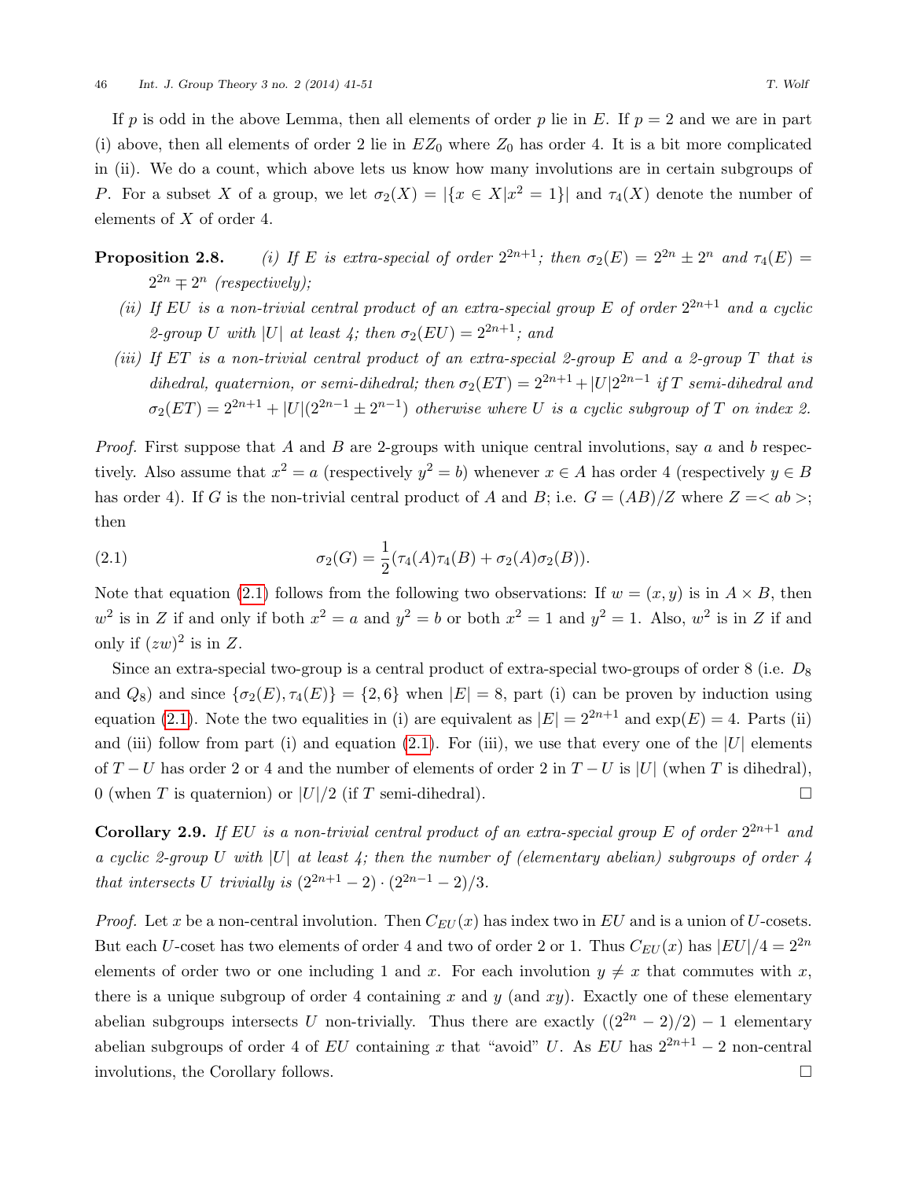If $p$ is odd in the above Lemma, then all elements of order $p$ lie in $E$. If $p = 2$ and we are in part (i) above, then all elements of order 2 lie in $EZ_0$ where $Z_0$ has order 4. It is a bit more complicated in (ii). We do a count, which above lets us know how many involutions are in certain subgroups of $P$. For a subset $X$ of a group, we let $\sigma_2(X) = |\{x \in X | x^2 = 1\}|$ and $\tau_4(X)$ denote the number of elements of $X$ of order 4.

**Proposition 2.8.** *(i) If $E$ is extra-special of order $2^{2n+1}$; then $\sigma_2(E) = 2^{2n} \pm 2^n$ and $\tau_4(E) = 2^{2n} \mp 2^n$ (respectively);*

*(ii) If $EU$ is a non-trivial central product of an extra-special group $E$ of order $2^{2n+1}$ and a cyclic 2-group $U$ with $|U|$ at least 4; then $\sigma_2(EU) = 2^{2n+1}$; and*

*(iii) If $ET$ is a non-trivial central product of an extra-special 2-group $E$ and a 2-group $T$ that is dihedral, quaternion, or semi-dihedral; then $\sigma_2(ET) = 2^{2n+1} + |U|2^{2n-1}$ if $T$ semi-dihedral and $\sigma_2(ET) = 2^{2n+1} + |U|(2^{2n-1} \pm 2^{n-1})$ otherwise where $U$ is a cyclic subgroup of $T$ on index 2.*

*Proof.* First suppose that $A$ and $B$ are 2-groups with unique central involutions, say $a$ and $b$ respectively. Also assume that $x^2 = a$ (respectively $y^2 = b$) whenever $x \in A$ has order 4 (respectively $y \in B$ has order 4). If $G$ is the non-trivial central product of $A$ and $B$; i.e. $G = (AB)/Z$ where $Z = < ab >$; then

$$\sigma_2(G) = \frac{1}{2}(\tau_4(A)\tau_4(B) + \sigma_2(A)\sigma_2(B)). \tag{2.1}$$

Note that equation (2.1) follows from the following two observations: If $w = (x, y)$ is in $A \times B$, then $w^2$ is in $Z$ if and only if both $x^2 = a$ and $y^2 = b$ or both $x^2 = 1$ and $y^2 = 1$. Also, $w^2$ is in $Z$ if and only if $(zw)^2$ is in $Z$.

Since an extra-special two-group is a central product of extra-special two-groups of order 8 (i.e. $D_8$ and $Q_8$) and since $\{\sigma_2(E), \tau_4(E)\} = \{2, 6\}$ when $|E| = 8$, part (i) can be proven by induction using equation (2.1). Note the two equalities in (i) are equivalent as $|E| = 2^{2n+1}$ and $\exp(E) = 4$. Parts (ii) and (iii) follow from part (i) and equation (2.1). For (iii), we use that every one of the $|U|$ elements of $T - U$ has order 2 or 4 and the number of elements of order 2 in $T - U$ is $|U|$ (when $T$ is dihedral), 0 (when $T$ is quaternion) or $|U|/2$ (if $T$ semi-dihedral). ☐

**Corollary 2.9.** *If $EU$ is a non-trivial central product of an extra-special group $E$ of order $2^{2n+1}$ and a cyclic 2-group $U$ with $|U|$ at least 4; then the number of (elementary abelian) subgroups of order 4 that intersects $U$ trivially is $(2^{2n+1} - 2) \cdot (2^{2n-1} - 2)/3$.*

*Proof.* Let $x$ be a non-central involution. Then $C_{EU}(x)$ has index two in $EU$ and is a union of $U$-cosets. But each $U$-coset has two elements of order 4 and two of order 2 or 1. Thus $C_{EU}(x)$ has $|EU|/4 = 2^{2n}$ elements of order two or one including 1 and $x$. For each involution $y \neq x$ that commutes with $x$, there is a unique subgroup of order 4 containing $x$ and $y$ (and $xy$). Exactly one of these elementary abelian subgroups intersects $U$ non-trivially. Thus there are exactly $((2^{2n} - 2)/2) - 1$ elementary abelian subgroups of order 4 of $EU$ containing $x$ that "avoid" $U$. As $EU$ has $2^{2n+1} - 2$ non-central involutions, the Corollary follows. ☐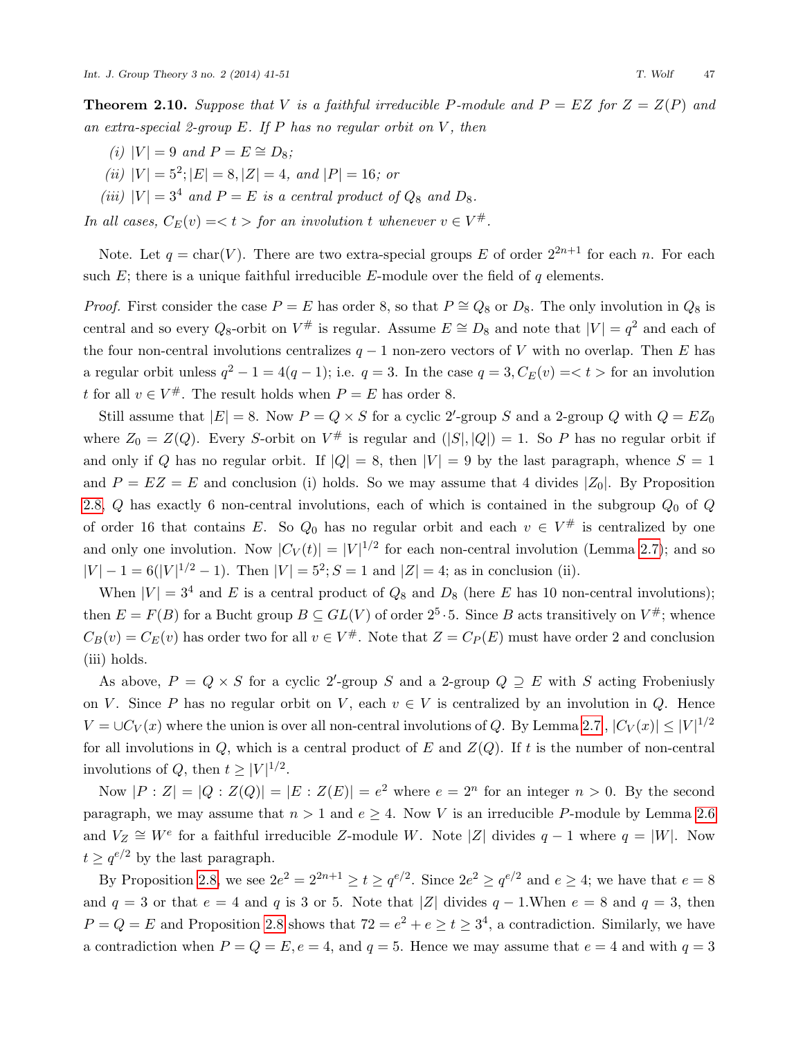**Theorem 2.10.** *Suppose that $V$ is a faithful irreducible $P$-module and $P = EZ$ for $Z = Z(P)$ and an extra-special 2-group $E$. If $P$ has no regular orbit on $V$, then*

*(i) $|V| = 9$ and $P = E \cong D_8$;*

*(ii) $|V| = 5^2; |E| = 8, |Z| = 4$, and $|P| = 16$; or*

*(iii) $|V| = 3^4$ and $P = E$ is a central product of $Q_8$ and $D_8$.*

*In all cases, $C_E(v) = <t>$ for an involution $t$ whenever $v \in V^{\#}$.*

Note. Let $q = \text{char}(V)$. There are two extra-special groups $E$ of order $2^{2n+1}$ for each $n$. For each such $E$; there is a unique faithful irreducible $E$-module over the field of $q$ elements.

*Proof.* First consider the case $P = E$ has order 8, so that $P \cong Q_8$ or $D_8$. The only involution in $Q_8$ is central and so every $Q_8$-orbit on $V^{\#}$ is regular. Assume $E \cong D_8$ and note that $|V| = q^2$ and each of the four non-central involutions centralizes $q-1$ non-zero vectors of $V$ with no overlap. Then $E$ has a regular orbit unless $q^2 - 1 = 4(q-1)$; i.e. $q = 3$. In the case $q = 3, C_E(v) = <t>$ for an involution $t$ for all $v \in V^{\#}$. The result holds when $P = E$ has order 8.

Still assume that $|E| = 8$. Now $P = Q \times S$ for a cyclic $2'$-group $S$ and a 2-group $Q$ with $Q = EZ_0$ where $Z_0 = Z(Q)$. Every $S$-orbit on $V^{\#}$ is regular and $(|S|, |Q|) = 1$. So $P$ has no regular orbit if and only if $Q$ has no regular orbit. If $|Q| = 8$, then $|V| = 9$ by the last paragraph, whence $S = 1$ and $P = EZ = E$ and conclusion (i) holds. So we may assume that 4 divides $|Z_0|$. By Proposition 2.8, $Q$ has exactly 6 non-central involutions, each of which is contained in the subgroup $Q_0$ of $Q$ of order 16 that contains $E$. So $Q_0$ has no regular orbit and each $v \in V^{\#}$ is centralized by one and only one involution. Now $|C_V(t)| = |V|^{1/2}$ for each non-central involution (Lemma 2.7); and so $|V| - 1 = 6(|V|^{1/2} - 1)$. Then $|V| = 5^2; S = 1$ and $|Z| = 4$; as in conclusion (ii).

When $|V| = 3^4$ and $E$ is a central product of $Q_8$ and $D_8$ (here $E$ has 10 non-central involutions); then $E = F(B)$ for a Bucht group $B \subseteq GL(V)$ of order $2^5 \cdot 5$. Since $B$ acts transitively on $V^{\#}$; whence $C_B(v) = C_E(v)$ has order two for all $v \in V^{\#}$. Note that $Z = C_P(E)$ must have order 2 and conclusion (iii) holds.

As above, $P = Q \times S$ for a cyclic $2'$-group $S$ and a 2-group $Q \supseteq E$ with $S$ acting Frobeniusly on $V$. Since $P$ has no regular orbit on $V$, each $v \in V$ is centralized by an involution in $Q$. Hence $V = \cup C_V(x)$ where the union is over all non-central involutions of $Q$. By Lemma 2.7, $|C_V(x)| \leq |V|^{1/2}$ for all involutions in $Q$, which is a central product of $E$ and $Z(Q)$. If $t$ is the number of non-central involutions of $Q$, then $t \geq |V|^{1/2}$.

Now $|P : Z| = |Q : Z(Q)| = |E : Z(E)| = e^2$ where $e = 2^n$ for an integer $n > 0$. By the second paragraph, we may assume that $n > 1$ and $e \geq 4$. Now $V$ is an irreducible $P$-module by Lemma 2.6 and $V_Z \cong W^e$ for a faithful irreducible $Z$-module $W$. Note $|Z|$ divides $q - 1$ where $q = |W|$. Now $t \geq q^{e/2}$ by the last paragraph.

By Proposition 2.8, we see $2e^2 = 2^{2n+1} \geq t \geq q^{e/2}$. Since $2e^2 \geq q^{e/2}$ and $e \geq 4$; we have that $e = 8$ and $q = 3$ or that $e = 4$ and $q$ is 3 or 5. Note that $|Z|$ divides $q - 1$.When $e = 8$ and $q = 3$, then $P = Q = E$ and Proposition 2.8 shows that $72 = e^2 + e \geq t \geq 3^4$, a contradiction. Similarly, we have a contradiction when $P = Q = E, e = 4$, and $q = 5$. Hence we may assume that $e = 4$ and with $q = 3$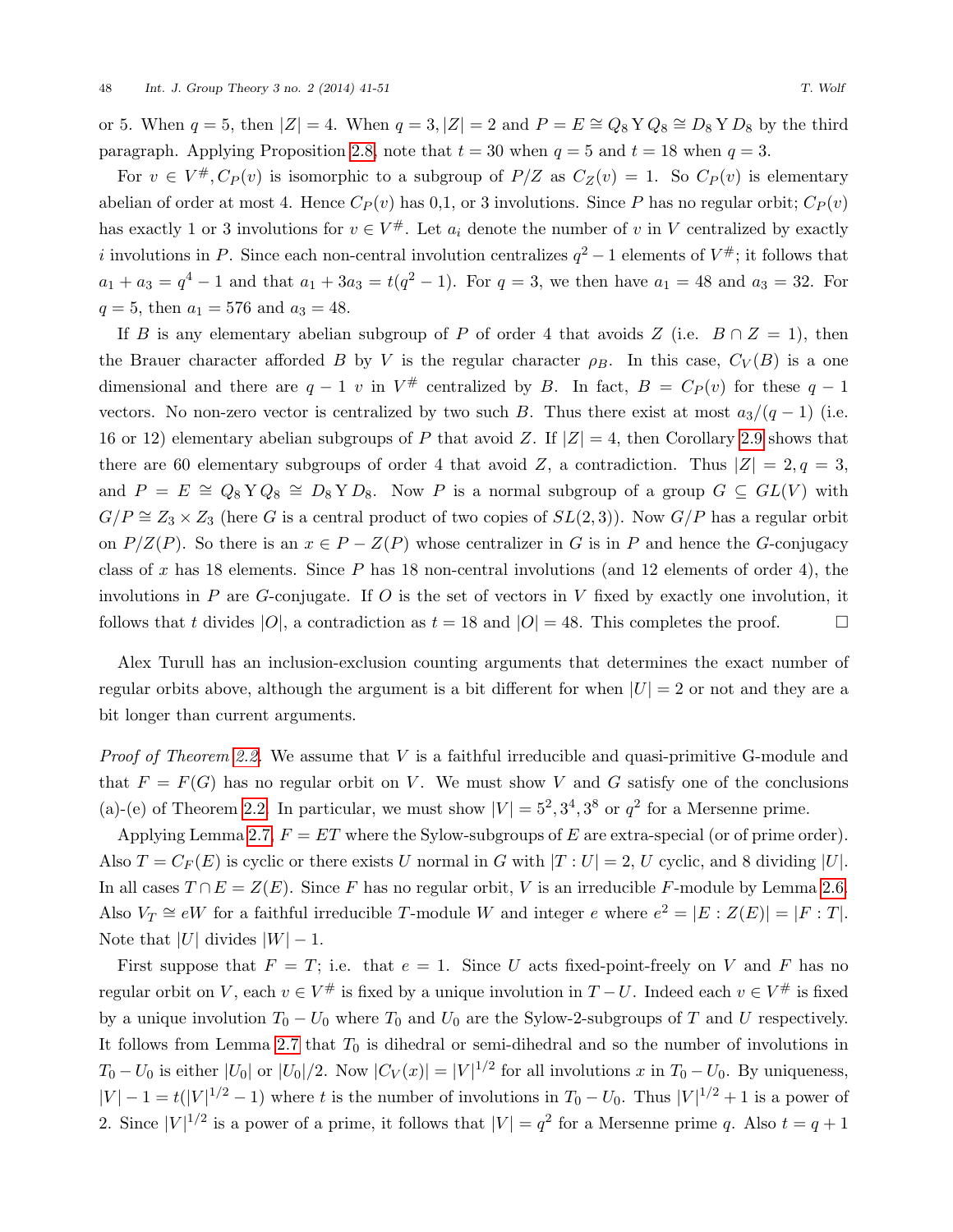or 5. When $q = 5$, then $|Z| = 4$. When $q = 3, |Z| = 2$ and $P = E \cong Q_8 \curlyvee Q_8 \cong D_8 \curlyvee D_8$ by the third paragraph. Applying Proposition 2.8, note that $t = 30$ when $q = 5$ and $t = 18$ when $q = 3$.

For $v \in V^{\#}, C_P(v)$ is isomorphic to a subgroup of $P/Z$ as $C_Z(v) = 1$. So $C_P(v)$ is elementary abelian of order at most 4. Hence $C_P(v)$ has 0,1, or 3 involutions. Since $P$ has no regular orbit; $C_P(v)$ has exactly 1 or 3 involutions for $v \in V^{\#}$. Let $a_i$ denote the number of $v$ in $V$ centralized by exactly $i$ involutions in $P$. Since each non-central involution centralizes $q^2 - 1$ elements of $V^{\#}$; it follows that $a_1 + a_3 = q^4 - 1$ and that $a_1 + 3a_3 = t(q^2 - 1)$. For $q = 3$, we then have $a_1 = 48$ and $a_3 = 32$. For $q = 5$, then $a_1 = 576$ and $a_3 = 48$.

If $B$ is any elementary abelian subgroup of $P$ of order 4 that avoids $Z$ (i.e. $B \cap Z = 1$), then the Brauer character afforded $B$ by $V$ is the regular character $\rho_B$. In this case, $C_V(B)$ is a one dimensional and there are $q - 1$ $v$ in $V^{\#}$ centralized by $B$. In fact, $B = C_P(v)$ for these $q - 1$ vectors. No non-zero vector is centralized by two such $B$. Thus there exist at most $a_3/(q - 1)$ (i.e. 16 or 12) elementary abelian subgroups of $P$ that avoid $Z$. If $|Z| = 4$, then Corollary 2.9 shows that there are 60 elementary subgroups of order 4 that avoid $Z$, a contradiction. Thus $|Z| = 2, q = 3$, and $P = E \cong Q_8 \curlyvee Q_8 \cong D_8 \curlyvee D_8$. Now $P$ is a normal subgroup of a group $G \subseteq GL(V)$ with $G/P \cong Z_3 \times Z_3$ (here $G$ is a central product of two copies of $SL(2, 3)$). Now $G/P$ has a regular orbit on $P/Z(P)$. So there is an $x \in P - Z(P)$ whose centralizer in $G$ is in $P$ and hence the $G$-conjugacy class of $x$ has 18 elements. Since $P$ has 18 non-central involutions (and 12 elements of order 4), the involutions in $P$ are $G$-conjugate. If $O$ is the set of vectors in $V$ fixed by exactly one involution, it follows that $t$ divides $|O|$, a contradiction as $t = 18$ and $|O| = 48$. This completes the proof. $\square$

Alex Turull has an inclusion-exclusion counting arguments that determines the exact number of regular orbits above, although the argument is a bit different for when $|U| = 2$ or not and they are a bit longer than current arguments.

*Proof of Theorem 2.2.* We assume that $V$ is a faithful irreducible and quasi-primitive G-module and that $F = F(G)$ has no regular orbit on $V$. We must show $V$ and $G$ satisfy one of the conclusions (a)-(e) of Theorem 2.2. In particular, we must show $|V| = 5^2, 3^4, 3^8$ or $q^2$ for a Mersenne prime.

Applying Lemma 2.7, $F = ET$ where the Sylow-subgroups of $E$ are extra-special (or of prime order). Also $T = C_F(E)$ is cyclic or there exists $U$ normal in $G$ with $|T : U| = 2$, $U$ cyclic, and 8 dividing $|U|$. In all cases $T \cap E = Z(E)$. Since $F$ has no regular orbit, $V$ is an irreducible $F$-module by Lemma 2.6. Also $V_T \cong eW$ for a faithful irreducible $T$-module $W$ and integer $e$ where $e^2 = |E : Z(E)| = |F : T|$. Note that $|U|$ divides $|W| - 1$.

First suppose that $F = T$; i.e. that $e = 1$. Since $U$ acts fixed-point-freely on $V$ and $F$ has no regular orbit on $V$, each $v \in V^{\#}$ is fixed by a unique involution in $T - U$. Indeed each $v \in V^{\#}$ is fixed by a unique involution $T_0 - U_0$ where $T_0$ and $U_0$ are the Sylow-2-subgroups of $T$ and $U$ respectively. It follows from Lemma 2.7 that $T_0$ is dihedral or semi-dihedral and so the number of involutions in $T_0 - U_0$ is either $|U_0|$ or $|U_0|/2$. Now $|C_V(x)| = |V|^{1/2}$ for all involutions $x$ in $T_0 - U_0$. By uniqueness, $|V| - 1 = t(|V|^{1/2} - 1)$ where $t$ is the number of involutions in $T_0 - U_0$. Thus $|V|^{1/2} + 1$ is a power of 2. Since $|V|^{1/2}$ is a power of a prime, it follows that $|V| = q^2$ for a Mersenne prime $q$. Also $t = q + 1$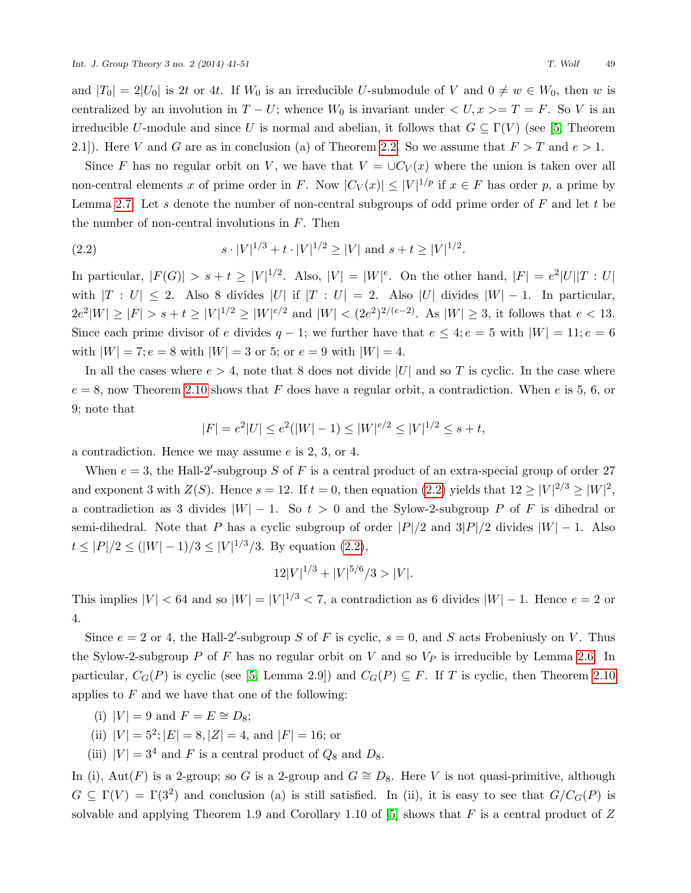and $|T_0| = 2|U_0|$ is $2t$ or $4t$. If $W_0$ is an irreducible $U$-submodule of $V$ and $0 \neq w \in W_0$, then $w$ is centralized by an involution in $T - U$; whence $W_0$ is invariant under $< U, x >= T = F$. So $V$ is an irreducible $U$-module and since $U$ is normal and abelian, it follows that $G \subseteq \Gamma(V)$ (see [5, Theorem 2.1]). Here $V$ and $G$ are as in conclusion (a) of Theorem 2.2. So we assume that $F > T$ and $e > 1$.

Since $F$ has no regular orbit on $V$, we have that $V = \cup C_V(x)$ where the union is taken over all non-central elements $x$ of prime order in $F$. Now $|C_V(x)| \leq |V|^{1/p}$ if $x \in F$ has order $p$, a prime by Lemma 2.7. Let $s$ denote the number of non-central subgroups of odd prime order of $F$ and let $t$ be the number of non-central involutions in $F$. Then

$$s \cdot |V|^{1/3} + t \cdot |V|^{1/2} \geq |V| \text{ and } s + t \geq |V|^{1/2}. \tag{2.2}$$

In particular, $|F(G)| > s + t \geq |V|^{1/2}$. Also, $|V| = |W|^e$. On the other hand, $|F| = e^2|U||T : U|$ with $|T : U| \leq 2$. Also 8 divides $|U|$ if $|T : U| = 2$. Also $|U|$ divides $|W| - 1$. In particular, $2e^2|W| \geq |F| > s + t \geq |V|^{1/2} \geq |W|^{e/2}$ and $|W| < (2e^2)^{2/(e-2)}$. As $|W| \geq 3$, it follows that $e < 13$. Since each prime divisor of $e$ divides $q - 1$; we further have that $e \leq 4$; $e = 5$ with $|W| = 11$; $e = 6$ with $|W| = 7$; $e = 8$ with $|W| = 3$ or $5$; or $e = 9$ with $|W| = 4$.

In all the cases where $e > 4$, note that 8 does not divide $|U|$ and so $T$ is cyclic. In the case where $e = 8$, now Theorem 2.10 shows that $F$ does have a regular orbit, a contradiction. When $e$ is 5, 6, or 9; note that

$$|F| = e^2|U| \leq e^2(|W| - 1) \leq |W|^{e/2} \leq |V|^{1/2} \leq s + t,$$

a contradiction. Hence we may assume $e$ is 2, 3, or 4.

When $e = 3$, the Hall-$2'$-subgroup $S$ of $F$ is a central product of an extra-special group of order 27 and exponent 3 with $Z(S)$. Hence $s = 12$. If $t = 0$, then equation (2.2) yields that $12 \geq |V|^{2/3} \geq |W|^2$, a contradiction as 3 divides $|W| - 1$. So $t > 0$ and the Sylow-2-subgroup $P$ of $F$ is dihedral or semi-dihedral. Note that $P$ has a cyclic subgroup of order $|P|/2$ and $3|P|/2$ divides $|W| - 1$. Also $t \leq |P|/2 \leq (|W| - 1)/3 \leq |V|^{1/3}/3$. By equation (2.2),

$$12|V|^{1/3} + |V|^{5/6}/3 > |V|.$$

This implies $|V| < 64$ and so $|W| = |V|^{1/3} < 7$, a contradiction as 6 divides $|W| - 1$. Hence $e = 2$ or 4.

Since $e = 2$ or 4, the Hall-$2'$-subgroup $S$ of $F$ is cyclic, $s = 0$, and $S$ acts Frobeniusly on $V$. Thus the Sylow-2-subgroup $P$ of $F$ has no regular orbit on $V$ and so $V_P$ is irreducible by Lemma 2.6. In particular, $C_G(P)$ is cyclic (see [5, Lemma 2.9]) and $C_G(P) \subseteq F$. If $T$ is cyclic, then Theorem 2.10 applies to $F$ and we have that one of the following:

(i) $|V| = 9$ and $F = E \cong D_8$;

(ii) $|V| = 5^2$; $|E| = 8$, $|Z| = 4$, and $|F| = 16$; or

(iii) $|V| = 3^4$ and $F$ is a central product of $Q_8$ and $D_8$.

In (i), $\text{Aut}(F)$ is a 2-group; so $G$ is a 2-group and $G \cong D_8$. Here $V$ is not quasi-primitive, although $G \subseteq \Gamma(V) = \Gamma(3^2)$ and conclusion (a) is still satisfied. In (ii), it is easy to see that $G/C_G(P)$ is solvable and applying Theorem 1.9 and Corollary 1.10 of [5] shows that $F$ is a central product of $Z$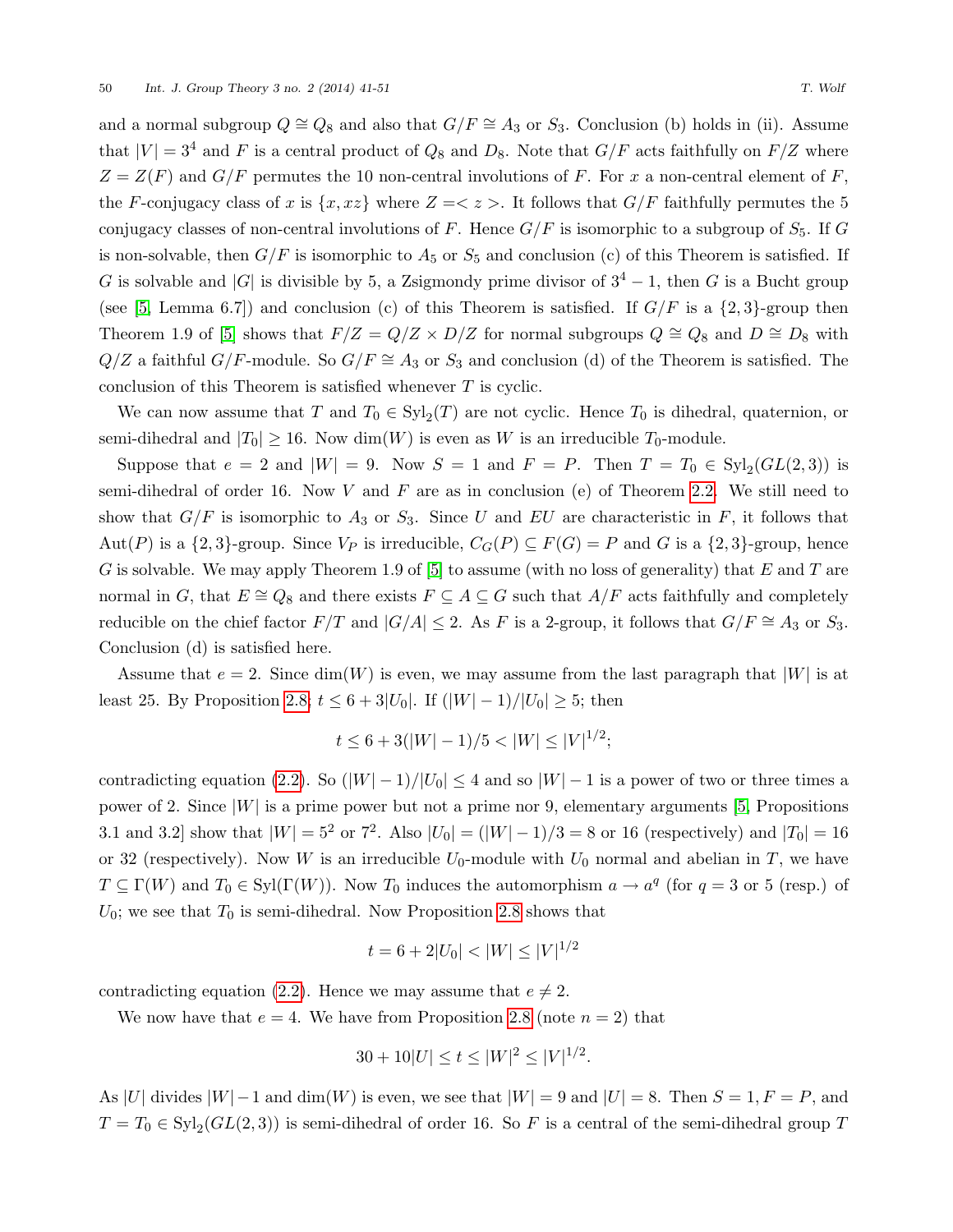and a normal subgroup $Q \cong Q_8$ and also that $G/F \cong A_3$ or $S_3$. Conclusion (b) holds in (ii). Assume that $|V| = 3^4$ and $F$ is a central product of $Q_8$ and $D_8$. Note that $G/F$ acts faithfully on $F/Z$ where $Z = Z(F)$ and $G/F$ permutes the 10 non-central involutions of $F$. For $x$ a non-central element of $F$, the $F$-conjugacy class of $x$ is $\{x, xz\}$ where $Z =< z >$. It follows that $G/F$ faithfully permutes the 5 conjugacy classes of non-central involutions of $F$. Hence $G/F$ is isomorphic to a subgroup of $S_5$. If $G$ is non-solvable, then $G/F$ is isomorphic to $A_5$ or $S_5$ and conclusion (c) of this Theorem is satisfied. If $G$ is solvable and $|G|$ is divisible by 5, a Zsigmondy prime divisor of $3^4 - 1$, then $G$ is a Bucht group (see [5, Lemma 6.7]) and conclusion (c) of this Theorem is satisfied. If $G/F$ is a $\{2,3\}$-group then Theorem 1.9 of [5] shows that $F/Z = Q/Z \times D/Z$ for normal subgroups $Q \cong Q_8$ and $D \cong D_8$ with $Q/Z$ a faithful $G/F$-module. So $G/F \cong A_3$ or $S_3$ and conclusion (d) of the Theorem is satisfied. The conclusion of this Theorem is satisfied whenever $T$ is cyclic.

We can now assume that $T$ and $T_0 \in \mathrm{Syl}_2(T)$ are not cyclic. Hence $T_0$ is dihedral, quaternion, or semi-dihedral and $|T_0| \geq 16$. Now $\dim(W)$ is even as $W$ is an irreducible $T_0$-module.

Suppose that $e = 2$ and $|W| = 9$. Now $S = 1$ and $F = P$. Then $T = T_0 \in \mathrm{Syl}_2(GL(2,3))$ is semi-dihedral of order 16. Now $V$ and $F$ are as in conclusion (e) of Theorem 2.2. We still need to show that $G/F$ is isomorphic to $A_3$ or $S_3$. Since $U$ and $EU$ are characteristic in $F$, it follows that $\mathrm{Aut}(P)$ is a $\{2,3\}$-group. Since $V_P$ is irreducible, $C_G(P) \subseteq F(G) = P$ and $G$ is a $\{2,3\}$-group, hence $G$ is solvable. We may apply Theorem 1.9 of [5] to assume (with no loss of generality) that $E$ and $T$ are normal in $G$, that $E \cong Q_8$ and there exists $F \subseteq A \subseteq G$ such that $A/F$ acts faithfully and completely reducible on the chief factor $F/T$ and $|G/A| \leq 2$. As $F$ is a 2-group, it follows that $G/F \cong A_3$ or $S_3$. Conclusion (d) is satisfied here.

Assume that $e = 2$. Since $\dim(W)$ is even, we may assume from the last paragraph that $|W|$ is at least 25. By Proposition 2.8, $t \leq 6 + 3|U_0|$. If $(|W| - 1)/|U_0| \geq 5$; then

$$t \leq 6 + 3(|W| - 1)/5 < |W| \leq |V|^{1/2};$$

contradicting equation (2.2). So $(|W| - 1)/|U_0| \leq 4$ and so $|W| - 1$ is a power of two or three times a power of 2. Since $|W|$ is a prime power but not a prime nor 9, elementary arguments [5, Propositions 3.1 and 3.2] show that $|W| = 5^2$ or $7^2$. Also $|U_0| = (|W| - 1)/3 = 8$ or 16 (respectively) and $|T_0| = 16$ or 32 (respectively). Now $W$ is an irreducible $U_0$-module with $U_0$ normal and abelian in $T$, we have $T \subseteq \Gamma(W)$ and $T_0 \in \mathrm{Syl}(\Gamma(W))$. Now $T_0$ induces the automorphism $a \to a^q$ (for $q = 3$ or 5 (resp.) of $U_0$; we see that $T_0$ is semi-dihedral. Now Proposition 2.8 shows that

$$t = 6 + 2|U_0| < |W| \leq |V|^{1/2}$$

contradicting equation (2.2). Hence we may assume that $e \neq 2$.

We now have that $e = 4$. We have from Proposition 2.8 (note $n = 2$) that

$$30 + 10|U| \leq t \leq |W|^2 \leq |V|^{1/2}.$$

As $|U|$ divides $|W| - 1$ and $\dim(W)$ is even, we see that $|W| = 9$ and $|U| = 8$. Then $S = 1, F = P$, and $T = T_0 \in \mathrm{Syl}_2(GL(2,3))$ is semi-dihedral of order 16. So $F$ is a central of the semi-dihedral group $T$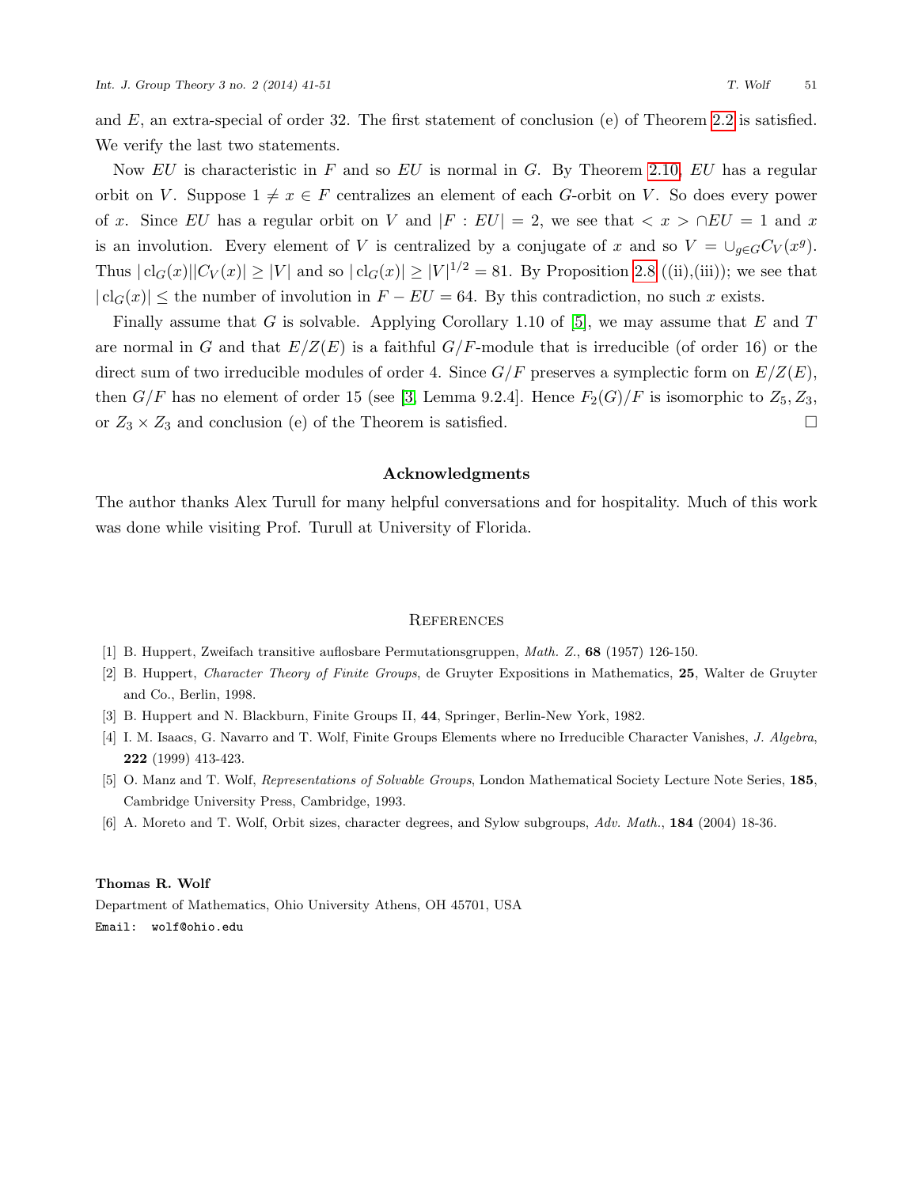and $E$, an extra-special of order 32. The first statement of conclusion (e) of Theorem 2.2 is satisfied. We verify the last two statements.

Now $EU$ is characteristic in $F$ and so $EU$ is normal in $G$. By Theorem 2.10, $EU$ has a regular orbit on $V$. Suppose $1 \neq x \in F$ centralizes an element of each $G$-orbit on $V$. So does every power of $x$. Since $EU$ has a regular orbit on $V$ and $|F : EU| = 2$, we see that $< x > \cap EU = 1$ and $x$ is an involution. Every element of $V$ is centralized by a conjugate of $x$ and so $V = \cup_{g \in G} C_V(x^g)$. Thus $|\operatorname{cl}_G(x)||C_V(x)| \geq |V|$ and so $|\operatorname{cl}_G(x)| \geq |V|^{1/2} = 81$. By Proposition 2.8 ((ii),(iii)); we see that $|\operatorname{cl}_G(x)| \leq$ the number of involution in $F - EU = 64$. By this contradiction, no such $x$ exists.

Finally assume that $G$ is solvable. Applying Corollary 1.10 of [5], we may assume that $E$ and $T$ are normal in $G$ and that $E/Z(E)$ is a faithful $G/F$-module that is irreducible (of order 16) or the direct sum of two irreducible modules of order 4. Since $G/F$ preserves a symplectic form on $E/Z(E)$, then $G/F$ has no element of order 15 (see [3, Lemma 9.2.4]. Hence $F_2(G)/F$ is isomorphic to $Z_5, Z_3$, or $Z_3 \times Z_3$ and conclusion (e) of the Theorem is satisfied. □

## Acknowledgments

The author thanks Alex Turull for many helpful conversations and for hospitality. Much of this work was done while visiting Prof. Turull at University of Florida.

## References

[1] B. Huppert, Zweifach transitive auflosbare Permutationsgruppen, *Math. Z.*, **68** (1957) 126-150.

[2] B. Huppert, *Character Theory of Finite Groups*, de Gruyter Expositions in Mathematics, **25**, Walter de Gruyter and Co., Berlin, 1998.

[3] B. Huppert and N. Blackburn, Finite Groups II, **44**, Springer, Berlin-New York, 1982.

[4] I. M. Isaacs, G. Navarro and T. Wolf, Finite Groups Elements where no Irreducible Character Vanishes, *J. Algebra*, **222** (1999) 413-423.

[5] O. Manz and T. Wolf, *Representations of Solvable Groups*, London Mathematical Society Lecture Note Series, **185**, Cambridge University Press, Cambridge, 1993.

[6] A. Moreto and T. Wolf, Orbit sizes, character degrees, and Sylow subgroups, *Adv. Math.*, **184** (2004) 18-36.

**Thomas R. Wolf**

Department of Mathematics, Ohio University Athens, OH 45701, USA

Email: wolf@ohio.edu